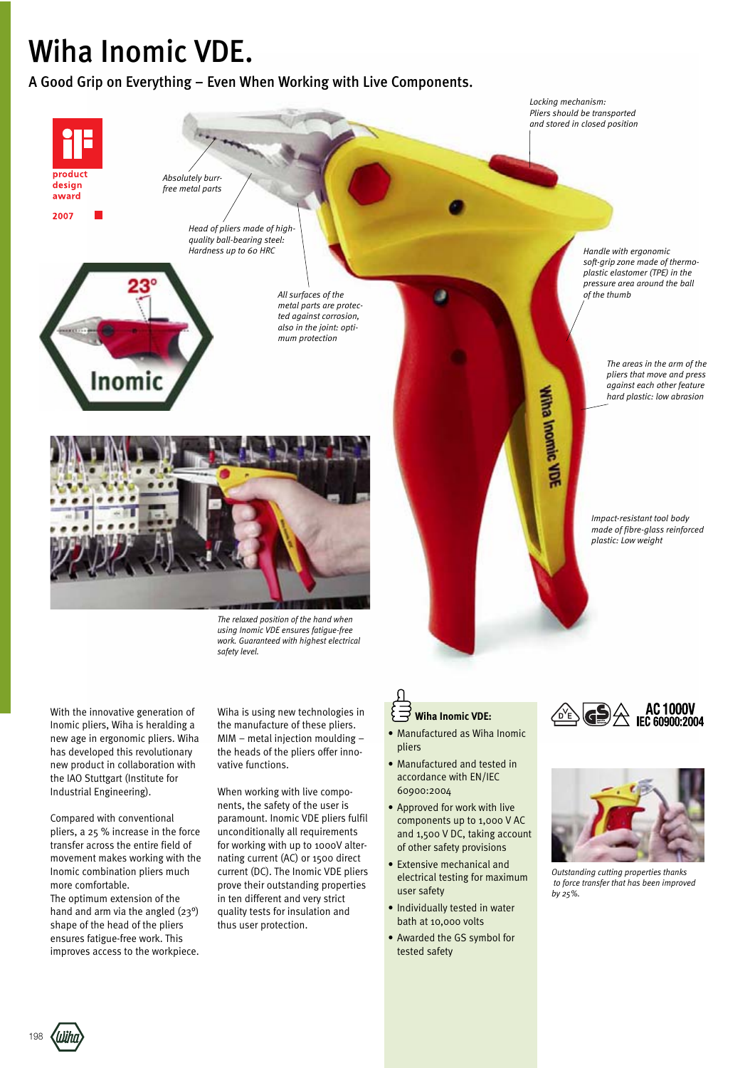# Wiha Inomic VDE.

## A Good Grip on Everything – Even When Working with Live Components.

product design award 2007

*Locking mechanism: Pliers should be transported and stored in closed position*

*Absolutely burr-free metal parts*

*Head of pliers made of high-quality ball-bearing steel: Hardness up to 60 HRC*

*All surfaces of the metal parts are protected against corrosion, also in the joint: optimum protection*

*Handle with ergonomic soft-grip zone made of thermoplastic elastomer (TPE) in the pressure area around the ball of the thumb*

*The areas in the arm of the pliers that move and press against each other feature hard plastic: low abrasion*

*Impact-resistant tool body made of fibre-glass reinforced plastic: Low weight*

23°

Inomic

*The relaxed position of the hand when using Inomic VDE ensures fatigue-free work. Guaranteed with highest electrical safety level.*

With the innovative generation of Inomic pliers, Wiha is heralding a new age in ergonomic pliers. Wiha has developed this revolutionary new product in collaboration with the IAO Stuttgart (Institute for Industrial Engineering).

Compared with conventional pliers, a 25 % increase in the force transfer across the entire field of movement makes working with the Inomic combination pliers much more comfortable.
The optimum extension of the hand and arm via the angled (23º) shape of the head of the pliers ensures fatigue-free work. This improves access to the workpiece.

Wiha is using new technologies in the manufacture of these pliers. MIM – metal injection moulding – the heads of the pliers offer innovative functions.

When working with live components, the safety of the user is paramount. Inomic VDE pliers fulfil unconditionally all requirements for working with up to 1000V alternating current (AC) or 1500 direct current (DC). The Inomic VDE pliers prove their outstanding properties in ten different and very strict quality tests for insulation and thus user protection.

**Wiha Inomic VDE:**

- Manufactured as Wiha Inomic pliers
- Manufactured and tested in accordance with EN/IEC 60900:2004
- Approved for work with live components up to 1,000 V AC and 1,500 V DC, taking account of other safety provisions
- Extensive mechanical and electrical testing for maximum user safety
- Individually tested in water bath at 10,000 volts
- Awarded the GS symbol for tested safety

AC 1000V
IEC 60900:2004

*Outstanding cutting properties thanks to force transfer that has been improved by 25%.*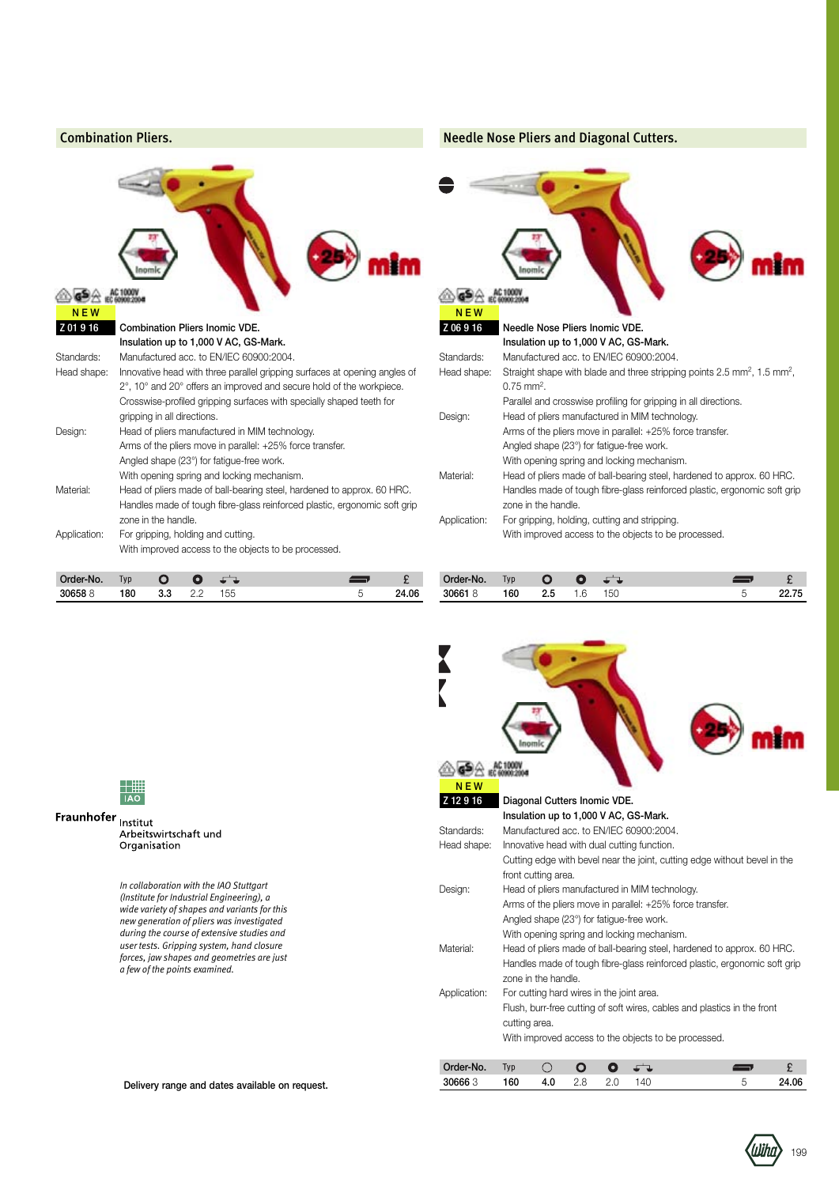## Combination Pliers.

NEW

Z 01 9 16

**Combination Pliers Inomic VDE.**
**Insulation up to 1,000 V AC, GS-Mark.**

Standards: Manufactured acc. to EN/IEC 60900:2004.

Head shape: Innovative head with three parallel gripping surfaces at opening angles of 2°, 10° and 20° offers an improved and secure hold of the workpiece. Crosswise-profiled gripping surfaces with specially shaped teeth for gripping in all directions.

Design: Head of pliers manufactured in MIM technology. Arms of the pliers move in parallel: +25% force transfer. Angled shape (23°) for fatigue-free work. With opening spring and locking mechanism.

Material: Head of pliers made of ball-bearing steel, hardened to approx. 60 HRC. Handles made of tough fibre-glass reinforced plastic, ergonomic soft grip zone in the handle.

Application: For gripping, holding and cutting. With improved access to the objects to be processed.

| Order-No. | Typ | | | | | £ |
|---|---|---|---|---|---|---|
| 30658 8 | 180 | 3.3 | 2.2 | 155 | 5 | 24.06 |

Fraunhofer Institut Arbeitswirtschaft und Organisation

*In collaboration with the IAO Stuttgart (Institute for Industrial Engineering), a wide variety of shapes and variants for this new generation of pliers was investigated during the course of extensive studies and user tests. Gripping system, hand closure forces, jaw shapes and geometries are just a few of the points examined.*

Delivery range and dates available on request.

## Needle Nose Pliers and Diagonal Cutters.

NEW

Z 06 9 16

**Needle Nose Pliers Inomic VDE.**
**Insulation up to 1,000 V AC, GS-Mark.**

Standards: Manufactured acc. to EN/IEC 60900:2004.

Head shape: Straight shape with blade and three stripping points 2.5 mm², 1.5 mm², 0.75 mm². Parallel and crosswise profiling for gripping in all directions.

Design: Head of pliers manufactured in MIM technology. Arms of the pliers move in parallel: +25% force transfer. Angled shape (23°) for fatigue-free work. With opening spring and locking mechanism.

Material: Head of pliers made of ball-bearing steel, hardened to approx. 60 HRC. Handles made of tough fibre-glass reinforced plastic, ergonomic soft grip zone in the handle.

Application: For gripping, holding, cutting and stripping. With improved access to the objects to be processed.

| Order-No. | Typ | | | | | £ |
|---|---|---|---|---|---|---|
| 30661 8 | 160 | 2.5 | 1.6 | 150 | 5 | 22.75 |

NEW

Z 12 9 16

**Diagonal Cutters Inomic VDE.**
**Insulation up to 1,000 V AC, GS-Mark.**

Standards: Manufactured acc. to EN/IEC 60900:2004.

Head shape: Innovative head with dual cutting function. Cutting edge with bevel near the joint, cutting edge without bevel in the front cutting area.

Design: Head of pliers manufactured in MIM technology. Arms of the pliers move in parallel: +25% force transfer. Angled shape (23°) for fatigue-free work. With opening spring and locking mechanism.

Material: Head of pliers made of ball-bearing steel, hardened to approx. 60 HRC. Handles made of tough fibre-glass reinforced plastic, ergonomic soft grip zone in the handle.

Application: For cutting hard wires in the joint area. Flush, burr-free cutting of soft wires, cables and plastics in the front cutting area. With improved access to the objects to be processed.

| Order-No. | Typ | | | | | | £ |
|---|---|---|---|---|---|---|---|
| 30666 3 | 160 | 4.0 | 2.8 | 2.0 | 140 | 5 | 24.06 |